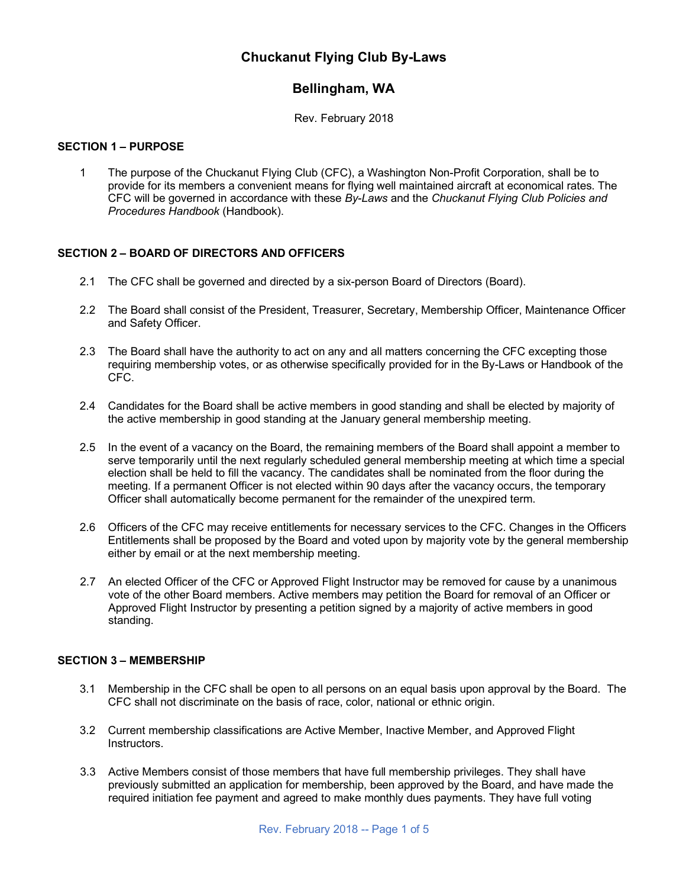# Chuckanut Flying Club By-Laws

## Bellingham, WA

Rev. February 2018

### SECTION 1 – PURPOSE

1 The purpose of the Chuckanut Flying Club (CFC), a Washington Non-Profit Corporation, shall be to provide for its members a convenient means for flying well maintained aircraft at economical rates. The CFC will be governed in accordance with these *By-Laws* and the *Chuckanut Flying Club Policies and Procedures Handbook* (Handbook).

### SECTION 2 – BOARD OF DIRECTORS AND OFFICERS

2.1 The CFC shall be governed and directed by a six-person Board of Directors (Board).

2.2 The Board shall consist of the President, Treasurer, Secretary, Membership Officer, Maintenance Officer and Safety Officer.

2.3 The Board shall have the authority to act on any and all matters concerning the CFC excepting those requiring membership votes, or as otherwise specifically provided for in the By-Laws or Handbook of the CFC.

2.4 Candidates for the Board shall be active members in good standing and shall be elected by majority of the active membership in good standing at the January general membership meeting.

2.5 In the event of a vacancy on the Board, the remaining members of the Board shall appoint a member to serve temporarily until the next regularly scheduled general membership meeting at which time a special election shall be held to fill the vacancy. The candidates shall be nominated from the floor during the meeting. If a permanent Officer is not elected within 90 days after the vacancy occurs, the temporary Officer shall automatically become permanent for the remainder of the unexpired term.

2.6 Officers of the CFC may receive entitlements for necessary services to the CFC. Changes in the Officers Entitlements shall be proposed by the Board and voted upon by majority vote by the general membership either by email or at the next membership meeting.

2.7 An elected Officer of the CFC or Approved Flight Instructor may be removed for cause by a unanimous vote of the other Board members. Active members may petition the Board for removal of an Officer or Approved Flight Instructor by presenting a petition signed by a majority of active members in good standing.

### SECTION 3 – MEMBERSHIP

3.1 Membership in the CFC shall be open to all persons on an equal basis upon approval by the Board. The CFC shall not discriminate on the basis of race, color, national or ethnic origin.

3.2 Current membership classifications are Active Member, Inactive Member, and Approved Flight Instructors.

3.3 Active Members consist of those members that have full membership privileges. They shall have previously submitted an application for membership, been approved by the Board, and have made the required initiation fee payment and agreed to make monthly dues payments. They have full voting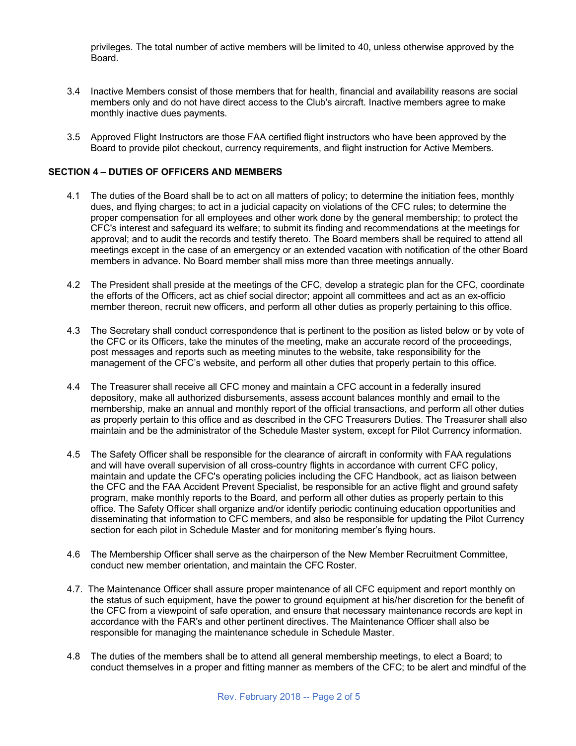privileges. The total number of active members will be limited to 40, unless otherwise approved by the Board.

3.4 Inactive Members consist of those members that for health, financial and availability reasons are social members only and do not have direct access to the Club's aircraft. Inactive members agree to make monthly inactive dues payments.

3.5 Approved Flight Instructors are those FAA certified flight instructors who have been approved by the Board to provide pilot checkout, currency requirements, and flight instruction for Active Members.

### SECTION 4 – DUTIES OF OFFICERS AND MEMBERS

4.1 The duties of the Board shall be to act on all matters of policy; to determine the initiation fees, monthly dues, and flying charges; to act in a judicial capacity on violations of the CFC rules; to determine the proper compensation for all employees and other work done by the general membership; to protect the CFC's interest and safeguard its welfare; to submit its finding and recommendations at the meetings for approval; and to audit the records and testify thereto. The Board members shall be required to attend all meetings except in the case of an emergency or an extended vacation with notification of the other Board members in advance. No Board member shall miss more than three meetings annually.

4.2 The President shall preside at the meetings of the CFC, develop a strategic plan for the CFC, coordinate the efforts of the Officers, act as chief social director; appoint all committees and act as an ex-officio member thereon, recruit new officers, and perform all other duties as properly pertaining to this office.

4.3 The Secretary shall conduct correspondence that is pertinent to the position as listed below or by vote of the CFC or its Officers, take the minutes of the meeting, make an accurate record of the proceedings, post messages and reports such as meeting minutes to the website, take responsibility for the management of the CFC's website, and perform all other duties that properly pertain to this office.

4.4 The Treasurer shall receive all CFC money and maintain a CFC account in a federally insured depository, make all authorized disbursements, assess account balances monthly and email to the membership, make an annual and monthly report of the official transactions, and perform all other duties as properly pertain to this office and as described in the CFC Treasurers Duties. The Treasurer shall also maintain and be the administrator of the Schedule Master system, except for Pilot Currency information.

4.5 The Safety Officer shall be responsible for the clearance of aircraft in conformity with FAA regulations and will have overall supervision of all cross-country flights in accordance with current CFC policy, maintain and update the CFC's operating policies including the CFC Handbook, act as liaison between the CFC and the FAA Accident Prevent Specialist, be responsible for an active flight and ground safety program, make monthly reports to the Board, and perform all other duties as properly pertain to this office. The Safety Officer shall organize and/or identify periodic continuing education opportunities and disseminating that information to CFC members, and also be responsible for updating the Pilot Currency section for each pilot in Schedule Master and for monitoring member's flying hours.

4.6 The Membership Officer shall serve as the chairperson of the New Member Recruitment Committee, conduct new member orientation, and maintain the CFC Roster.

4.7. The Maintenance Officer shall assure proper maintenance of all CFC equipment and report monthly on the status of such equipment, have the power to ground equipment at his/her discretion for the benefit of the CFC from a viewpoint of safe operation, and ensure that necessary maintenance records are kept in accordance with the FAR's and other pertinent directives. The Maintenance Officer shall also be responsible for managing the maintenance schedule in Schedule Master.

4.8 The duties of the members shall be to attend all general membership meetings, to elect a Board; to conduct themselves in a proper and fitting manner as members of the CFC; to be alert and mindful of the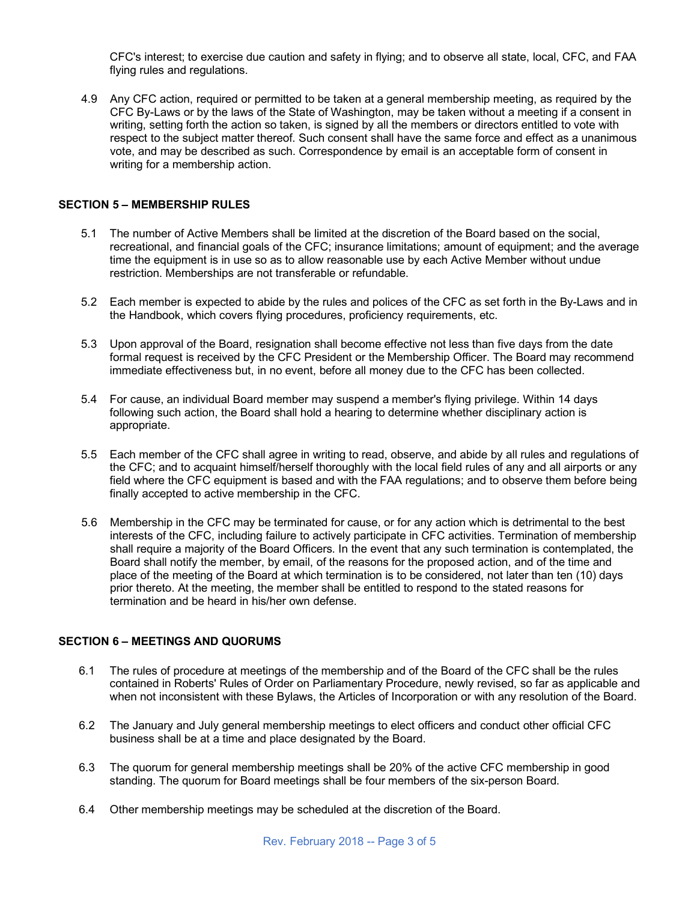CFC's interest; to exercise due caution and safety in flying; and to observe all state, local, CFC, and FAA flying rules and regulations.

4.9 Any CFC action, required or permitted to be taken at a general membership meeting, as required by the CFC By-Laws or by the laws of the State of Washington, may be taken without a meeting if a consent in writing, setting forth the action so taken, is signed by all the members or directors entitled to vote with respect to the subject matter thereof. Such consent shall have the same force and effect as a unanimous vote, and may be described as such. Correspondence by email is an acceptable form of consent in writing for a membership action.

## SECTION 5 – MEMBERSHIP RULES

5.1 The number of Active Members shall be limited at the discretion of the Board based on the social, recreational, and financial goals of the CFC; insurance limitations; amount of equipment; and the average time the equipment is in use so as to allow reasonable use by each Active Member without undue restriction. Memberships are not transferable or refundable.

5.2 Each member is expected to abide by the rules and polices of the CFC as set forth in the By-Laws and in the Handbook, which covers flying procedures, proficiency requirements, etc.

5.3 Upon approval of the Board, resignation shall become effective not less than five days from the date formal request is received by the CFC President or the Membership Officer. The Board may recommend immediate effectiveness but, in no event, before all money due to the CFC has been collected.

5.4 For cause, an individual Board member may suspend a member's flying privilege. Within 14 days following such action, the Board shall hold a hearing to determine whether disciplinary action is appropriate.

5.5 Each member of the CFC shall agree in writing to read, observe, and abide by all rules and regulations of the CFC; and to acquaint himself/herself thoroughly with the local field rules of any and all airports or any field where the CFC equipment is based and with the FAA regulations; and to observe them before being finally accepted to active membership in the CFC.

5.6 Membership in the CFC may be terminated for cause, or for any action which is detrimental to the best interests of the CFC, including failure to actively participate in CFC activities. Termination of membership shall require a majority of the Board Officers. In the event that any such termination is contemplated, the Board shall notify the member, by email, of the reasons for the proposed action, and of the time and place of the meeting of the Board at which termination is to be considered, not later than ten (10) days prior thereto. At the meeting, the member shall be entitled to respond to the stated reasons for termination and be heard in his/her own defense.

## SECTION 6 – MEETINGS AND QUORUMS

6.1 The rules of procedure at meetings of the membership and of the Board of the CFC shall be the rules contained in Roberts' Rules of Order on Parliamentary Procedure, newly revised, so far as applicable and when not inconsistent with these Bylaws, the Articles of Incorporation or with any resolution of the Board.

6.2 The January and July general membership meetings to elect officers and conduct other official CFC business shall be at a time and place designated by the Board.

6.3 The quorum for general membership meetings shall be 20% of the active CFC membership in good standing. The quorum for Board meetings shall be four members of the six-person Board.

6.4 Other membership meetings may be scheduled at the discretion of the Board.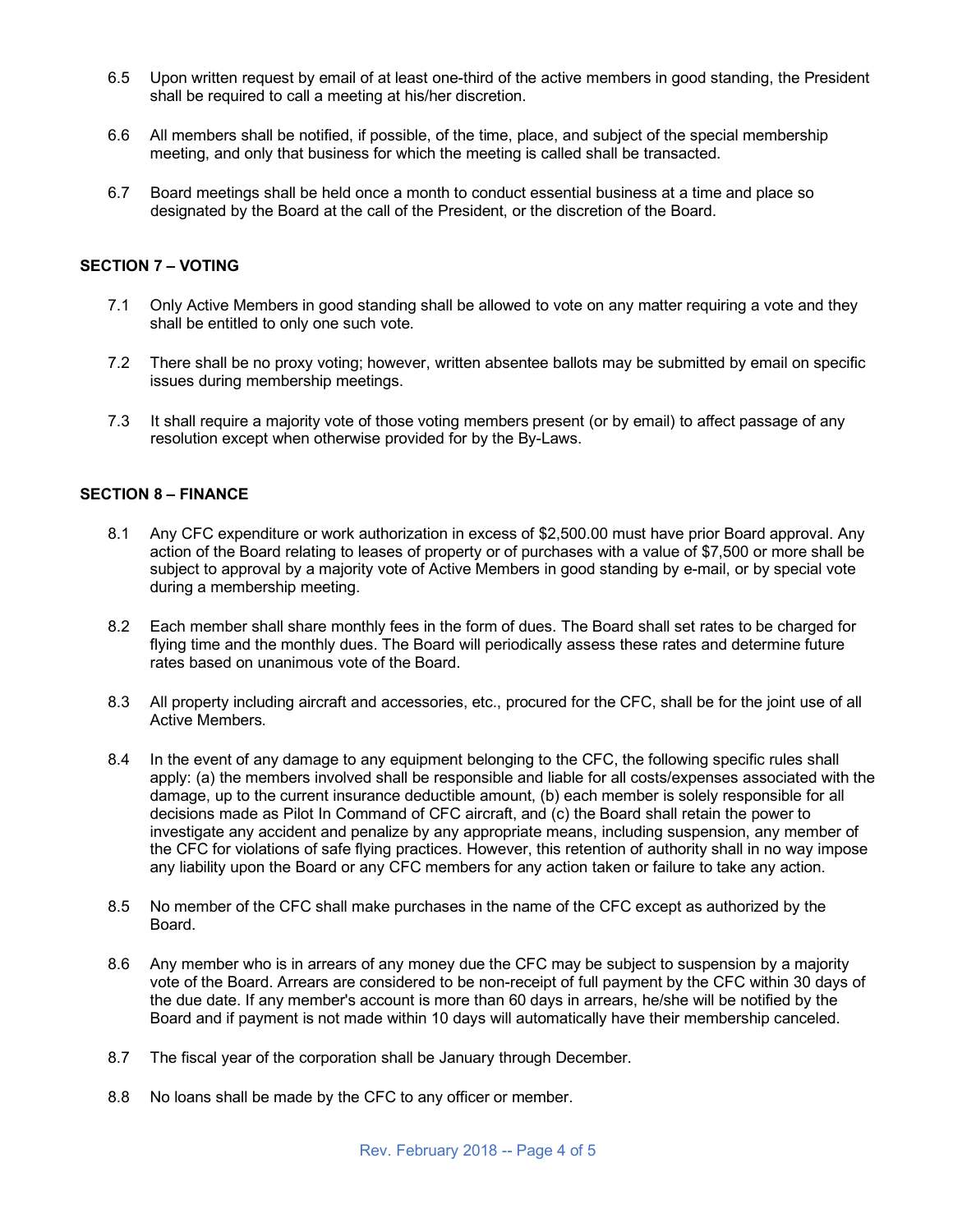6.5 Upon written request by email of at least one-third of the active members in good standing, the President shall be required to call a meeting at his/her discretion.

6.6 All members shall be notified, if possible, of the time, place, and subject of the special membership meeting, and only that business for which the meeting is called shall be transacted.

6.7 Board meetings shall be held once a month to conduct essential business at a time and place so designated by the Board at the call of the President, or the discretion of the Board.

**SECTION 7 – VOTING**

7.1 Only Active Members in good standing shall be allowed to vote on any matter requiring a vote and they shall be entitled to only one such vote.

7.2 There shall be no proxy voting; however, written absentee ballots may be submitted by email on specific issues during membership meetings.

7.3 It shall require a majority vote of those voting members present (or by email) to affect passage of any resolution except when otherwise provided for by the By-Laws.

**SECTION 8 – FINANCE**

8.1 Any CFC expenditure or work authorization in excess of $2,500.00 must have prior Board approval. Any action of the Board relating to leases of property or of purchases with a value of $7,500 or more shall be subject to approval by a majority vote of Active Members in good standing by e-mail, or by special vote during a membership meeting.

8.2 Each member shall share monthly fees in the form of dues. The Board shall set rates to be charged for flying time and the monthly dues. The Board will periodically assess these rates and determine future rates based on unanimous vote of the Board.

8.3 All property including aircraft and accessories, etc., procured for the CFC, shall be for the joint use of all Active Members.

8.4 In the event of any damage to any equipment belonging to the CFC, the following specific rules shall apply: (a) the members involved shall be responsible and liable for all costs/expenses associated with the damage, up to the current insurance deductible amount, (b) each member is solely responsible for all decisions made as Pilot In Command of CFC aircraft, and (c) the Board shall retain the power to investigate any accident and penalize by any appropriate means, including suspension, any member of the CFC for violations of safe flying practices. However, this retention of authority shall in no way impose any liability upon the Board or any CFC members for any action taken or failure to take any action.

8.5 No member of the CFC shall make purchases in the name of the CFC except as authorized by the Board.

8.6 Any member who is in arrears of any money due the CFC may be subject to suspension by a majority vote of the Board. Arrears are considered to be non-receipt of full payment by the CFC within 30 days of the due date. If any member's account is more than 60 days in arrears, he/she will be notified by the Board and if payment is not made within 10 days will automatically have their membership canceled.

8.7 The fiscal year of the corporation shall be January through December.

8.8 No loans shall be made by the CFC to any officer or member.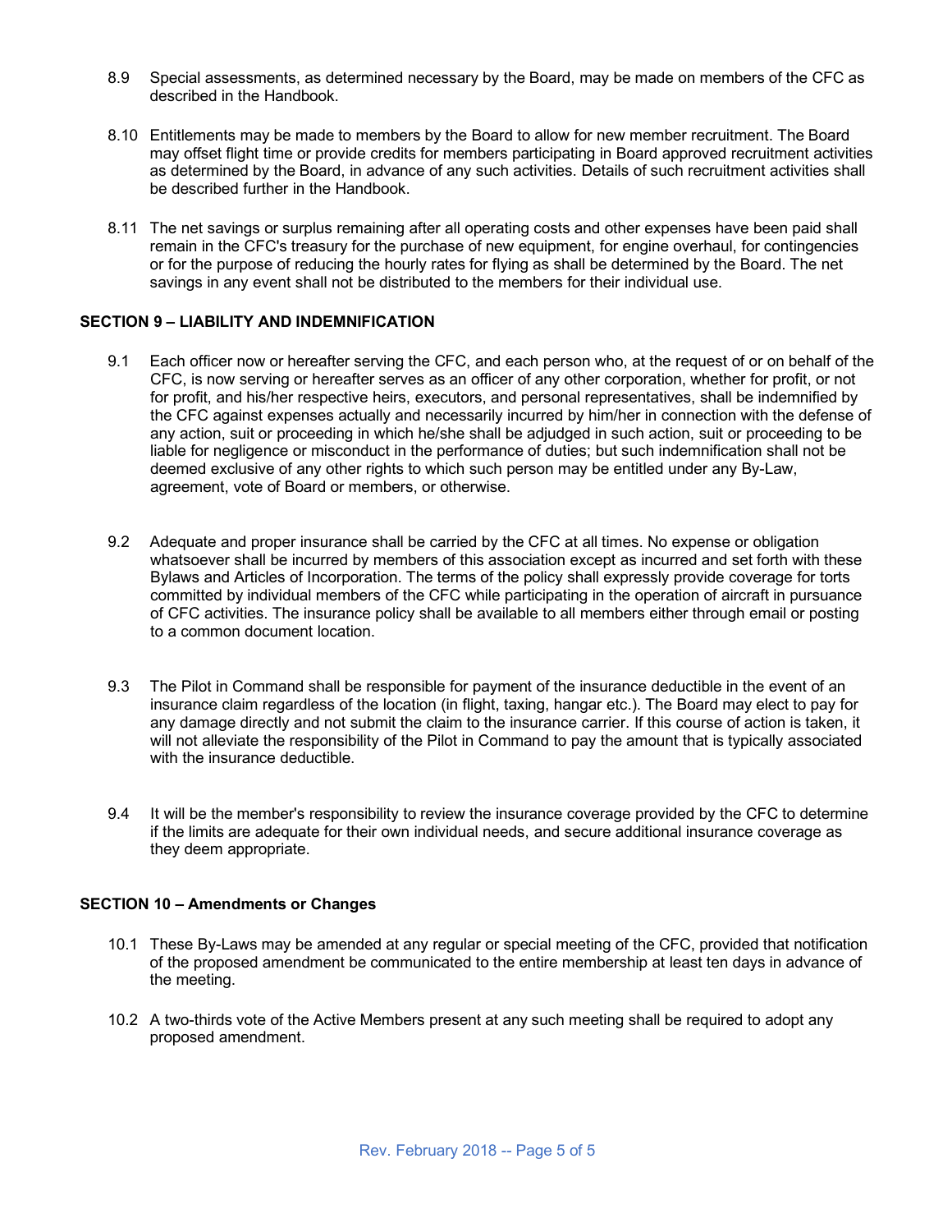8.9 Special assessments, as determined necessary by the Board, may be made on members of the CFC as described in the Handbook.

8.10 Entitlements may be made to members by the Board to allow for new member recruitment. The Board may offset flight time or provide credits for members participating in Board approved recruitment activities as determined by the Board, in advance of any such activities. Details of such recruitment activities shall be described further in the Handbook.

8.11 The net savings or surplus remaining after all operating costs and other expenses have been paid shall remain in the CFC's treasury for the purchase of new equipment, for engine overhaul, for contingencies or for the purpose of reducing the hourly rates for flying as shall be determined by the Board. The net savings in any event shall not be distributed to the members for their individual use.

**SECTION 9 – LIABILITY AND INDEMNIFICATION**

9.1 Each officer now or hereafter serving the CFC, and each person who, at the request of or on behalf of the CFC, is now serving or hereafter serves as an officer of any other corporation, whether for profit, or not for profit, and his/her respective heirs, executors, and personal representatives, shall be indemnified by the CFC against expenses actually and necessarily incurred by him/her in connection with the defense of any action, suit or proceeding in which he/she shall be adjudged in such action, suit or proceeding to be liable for negligence or misconduct in the performance of duties; but such indemnification shall not be deemed exclusive of any other rights to which such person may be entitled under any By-Law, agreement, vote of Board or members, or otherwise.

9.2 Adequate and proper insurance shall be carried by the CFC at all times. No expense or obligation whatsoever shall be incurred by members of this association except as incurred and set forth with these Bylaws and Articles of Incorporation. The terms of the policy shall expressly provide coverage for torts committed by individual members of the CFC while participating in the operation of aircraft in pursuance of CFC activities. The insurance policy shall be available to all members either through email or posting to a common document location.

9.3 The Pilot in Command shall be responsible for payment of the insurance deductible in the event of an insurance claim regardless of the location (in flight, taxing, hangar etc.). The Board may elect to pay for any damage directly and not submit the claim to the insurance carrier. If this course of action is taken, it will not alleviate the responsibility of the Pilot in Command to pay the amount that is typically associated with the insurance deductible.

9.4 It will be the member's responsibility to review the insurance coverage provided by the CFC to determine if the limits are adequate for their own individual needs, and secure additional insurance coverage as they deem appropriate.

**SECTION 10 – Amendments or Changes**

10.1 These By-Laws may be amended at any regular or special meeting of the CFC, provided that notification of the proposed amendment be communicated to the entire membership at least ten days in advance of the meeting.

10.2 A two-thirds vote of the Active Members present at any such meeting shall be required to adopt any proposed amendment.